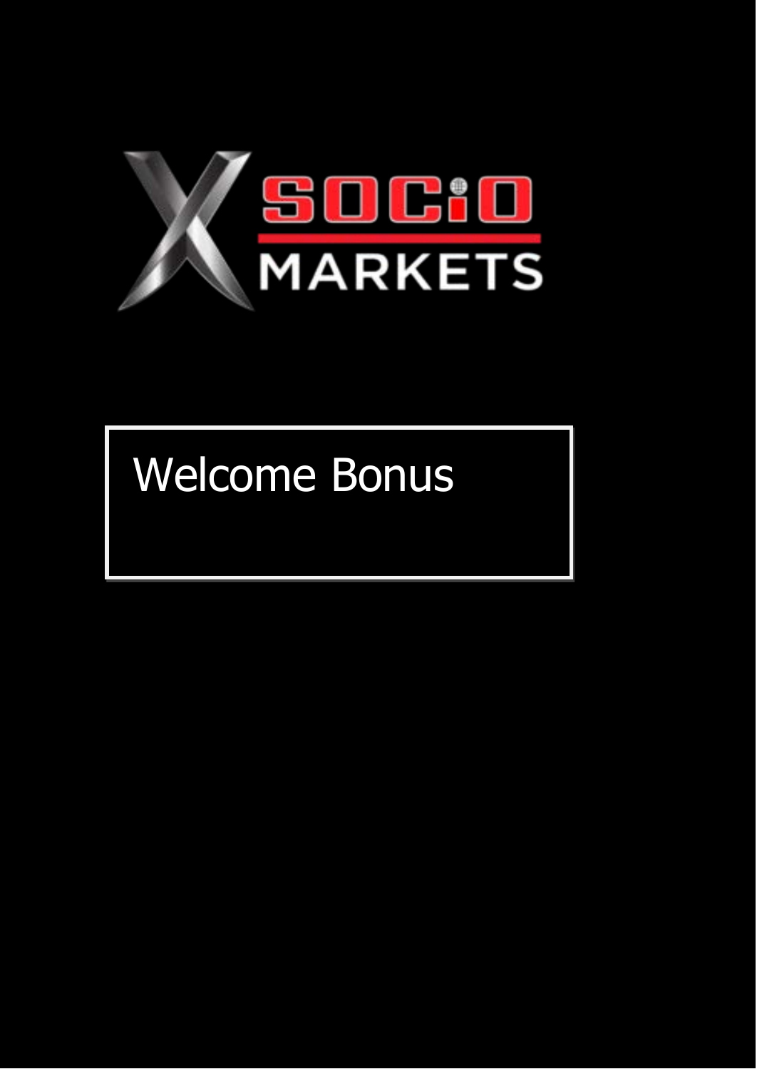SOCIO MARKETS

# Welcome Bonus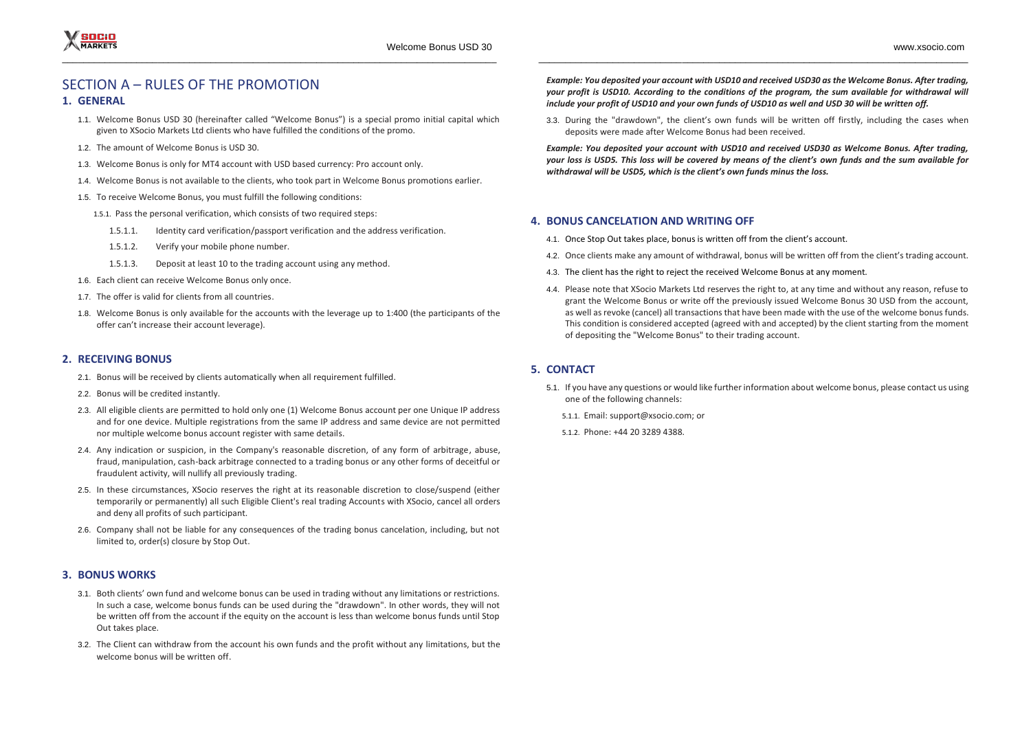# SECTION A – RULES OF THE PROMOTION

## 1. GENERAL

1.1. Welcome Bonus USD 30 (hereinafter called "Welcome Bonus") is a special promo initial capital which given to XSocio Markets Ltd clients who have fulfilled the conditions of the promo.

1.2. The amount of Welcome Bonus is USD 30.

1.3. Welcome Bonus is only for MT4 account with USD based currency: Pro account only.

1.4. Welcome Bonus is not available to the clients, who took part in Welcome Bonus promotions earlier.

1.5. To receive Welcome Bonus, you must fulfill the following conditions:

1.5.1. Pass the personal verification, which consists of two required steps:

1.5.1.1. Identity card verification/passport verification and the address verification.

1.5.1.2. Verify your mobile phone number.

1.5.1.3. Deposit at least 10 to the trading account using any method.

1.6. Each client can receive Welcome Bonus only once.

1.7. The offer is valid for clients from all countries.

1.8. Welcome Bonus is only available for the accounts with the leverage up to 1:400 (the participants of the offer can't increase their account leverage).

## 2. RECEIVING BONUS

2.1. Bonus will be received by clients automatically when all requirement fulfilled.

2.2. Bonus will be credited instantly.

2.3. All eligible clients are permitted to hold only one (1) Welcome Bonus account per one Unique IP address and for one device. Multiple registrations from the same IP address and same device are not permitted nor multiple welcome bonus account register with same details.

2.4. Any indication or suspicion, in the Company's reasonable discretion, of any form of arbitrage, abuse, fraud, manipulation, cash-back arbitrage connected to a trading bonus or any other forms of deceitful or fraudulent activity, will nullify all previously trading.

2.5. In these circumstances, XSocio reserves the right at its reasonable discretion to close/suspend (either temporarily or permanently) all such Eligible Client's real trading Accounts with XSocio, cancel all orders and deny all profits of such participant.

2.6. Company shall not be liable for any consequences of the trading bonus cancelation, including, but not limited to, order(s) closure by Stop Out.

## 3. BONUS WORKS

3.1. Both clients' own fund and welcome bonus can be used in trading without any limitations or restrictions. In such a case, welcome bonus funds can be used during the "drawdown". In other words, they will not be written off from the account if the equity on the account is less than welcome bonus funds until Stop Out takes place.

3.2. The Client can withdraw from the account his own funds and the profit without any limitations, but the welcome bonus will be written off.

***Example: You deposited your account with USD10 and received USD30 as the Welcome Bonus. After trading, your profit is USD10. According to the conditions of the program, the sum available for withdrawal will include your profit of USD10 and your own funds of USD10 as well and USD 30 will be written off.***

3.3. During the "drawdown", the client's own funds will be written off firstly, including the cases when deposits were made after Welcome Bonus had been received.

***Example: You deposited your account with USD10 and received USD30 as Welcome Bonus. After trading, your loss is USD5. This loss will be covered by means of the client's own funds and the sum available for withdrawal will be USD5, which is the client's own funds minus the loss.***

## 4. BONUS CANCELATION AND WRITING OFF

4.1. Once Stop Out takes place, bonus is written off from the client's account.

4.2. Once clients make any amount of withdrawal, bonus will be written off from the client's trading account.

4.3. The client has the right to reject the received Welcome Bonus at any moment.

4.4. Please note that XSocio Markets Ltd reserves the right to, at any time and without any reason, refuse to grant the Welcome Bonus or write off the previously issued Welcome Bonus 30 USD from the account, as well as revoke (cancel) all transactions that have been made with the use of the welcome bonus funds. This condition is considered accepted (agreed with and accepted) by the client starting from the moment of depositing the "Welcome Bonus" to their trading account.

## 5. CONTACT

5.1. If you have any questions or would like further information about welcome bonus, please contact us using one of the following channels:

5.1.1. Email: support@xsocio.com; or

5.1.2. Phone: +44 20 3289 4388.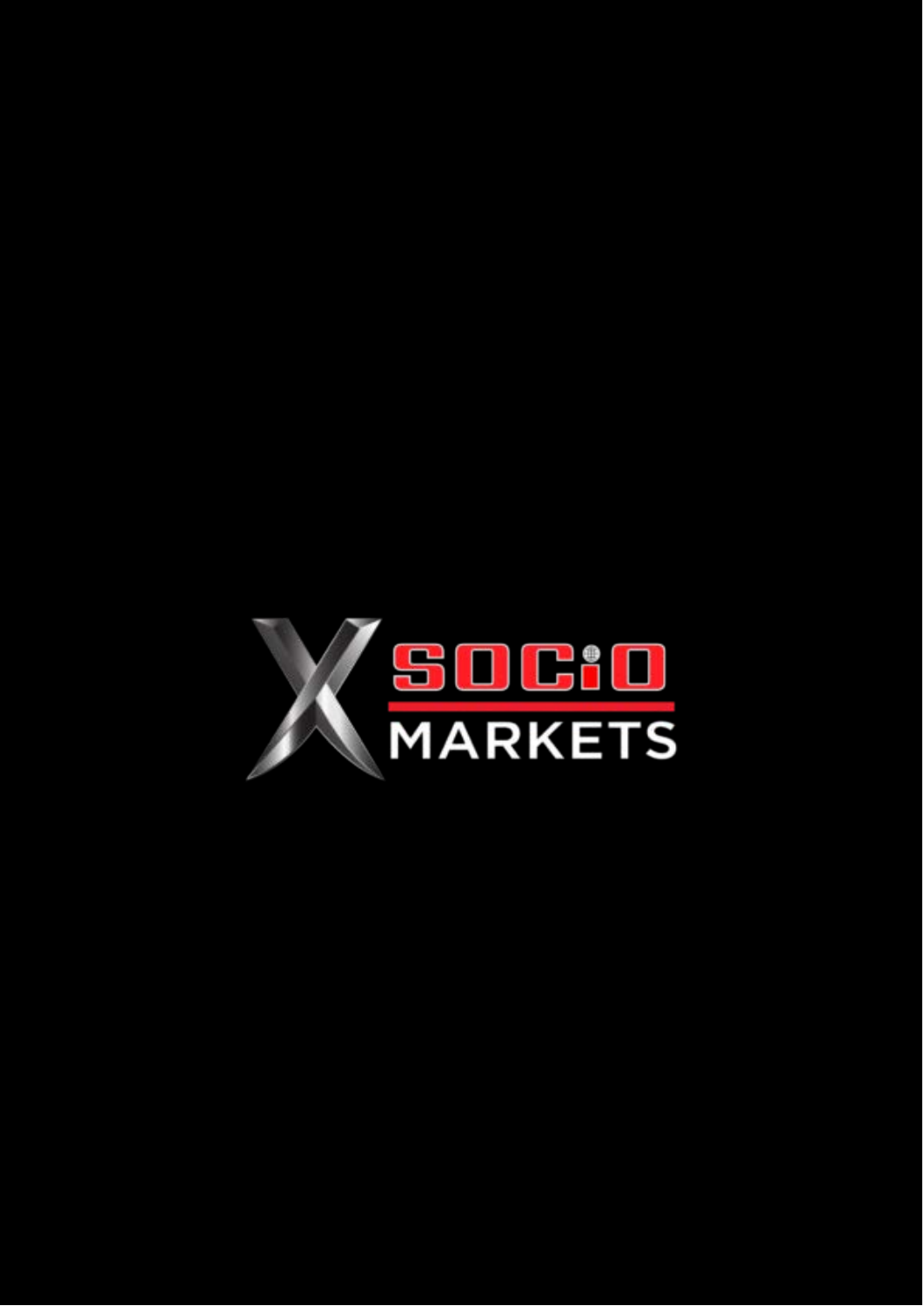SOCiO
MARKETS